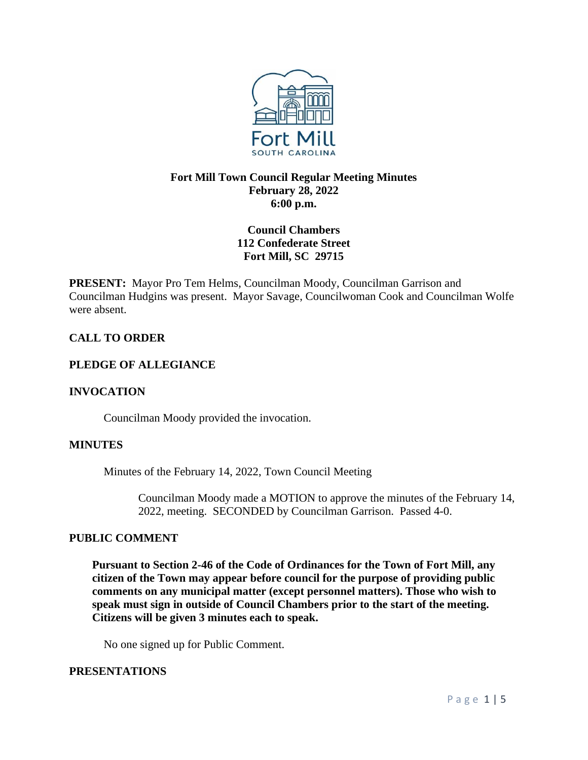# Fort Mill Town Council Regular Meeting Minutes
**February 28, 2022**
**6:00 p.m.**

**Council Chambers**
**112 Confederate Street**
**Fort Mill, SC 29715**

**PRESENT:** Mayor Pro Tem Helms, Councilman Moody, Councilman Garrison and Councilman Hudgins was present. Mayor Savage, Councilwoman Cook and Councilman Wolfe were absent.

## CALL TO ORDER

## PLEDGE OF ALLEGIANCE

## INVOCATION

Councilman Moody provided the invocation.

## MINUTES

Minutes of the February 14, 2022, Town Council Meeting

> Councilman Moody made a MOTION to approve the minutes of the February 14, 2022, meeting. SECONDED by Councilman Garrison. Passed 4-0.

## PUBLIC COMMENT

**Pursuant to Section 2-46 of the Code of Ordinances for the Town of Fort Mill, any citizen of the Town may appear before council for the purpose of providing public comments on any municipal matter (except personnel matters). Those who wish to speak must sign in outside of Council Chambers prior to the start of the meeting. Citizens will be given 3 minutes each to speak.**

No one signed up for Public Comment.

## PRESENTATIONS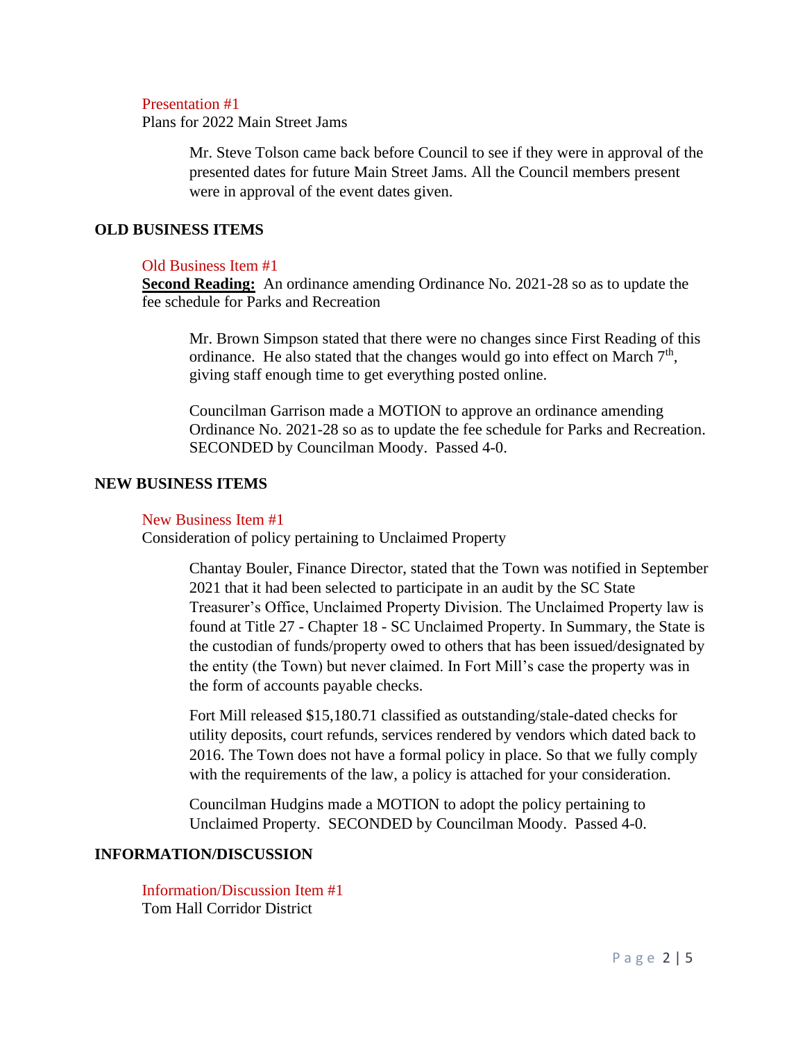Presentation #1

Plans for 2022 Main Street Jams

Mr. Steve Tolson came back before Council to see if they were in approval of the presented dates for future Main Street Jams. All the Council members present were in approval of the event dates given.

## OLD BUSINESS ITEMS

Old Business Item #1

**Second Reading:** An ordinance amending Ordinance No. 2021-28 so as to update the fee schedule for Parks and Recreation

Mr. Brown Simpson stated that there were no changes since First Reading of this ordinance. He also stated that the changes would go into effect on March 7th, giving staff enough time to get everything posted online.

Councilman Garrison made a MOTION to approve an ordinance amending Ordinance No. 2021-28 so as to update the fee schedule for Parks and Recreation. SECONDED by Councilman Moody. Passed 4-0.

## NEW BUSINESS ITEMS

New Business Item #1

Consideration of policy pertaining to Unclaimed Property

Chantay Bouler, Finance Director, stated that the Town was notified in September 2021 that it had been selected to participate in an audit by the SC State Treasurer's Office, Unclaimed Property Division. The Unclaimed Property law is found at Title 27 - Chapter 18 - SC Unclaimed Property. In Summary, the State is the custodian of funds/property owed to others that has been issued/designated by the entity (the Town) but never claimed. In Fort Mill's case the property was in the form of accounts payable checks.

Fort Mill released $15,180.71 classified as outstanding/stale-dated checks for utility deposits, court refunds, services rendered by vendors which dated back to 2016. The Town does not have a formal policy in place. So that we fully comply with the requirements of the law, a policy is attached for your consideration.

Councilman Hudgins made a MOTION to adopt the policy pertaining to Unclaimed Property. SECONDED by Councilman Moody. Passed 4-0.

## INFORMATION/DISCUSSION

Information/Discussion Item #1

Tom Hall Corridor District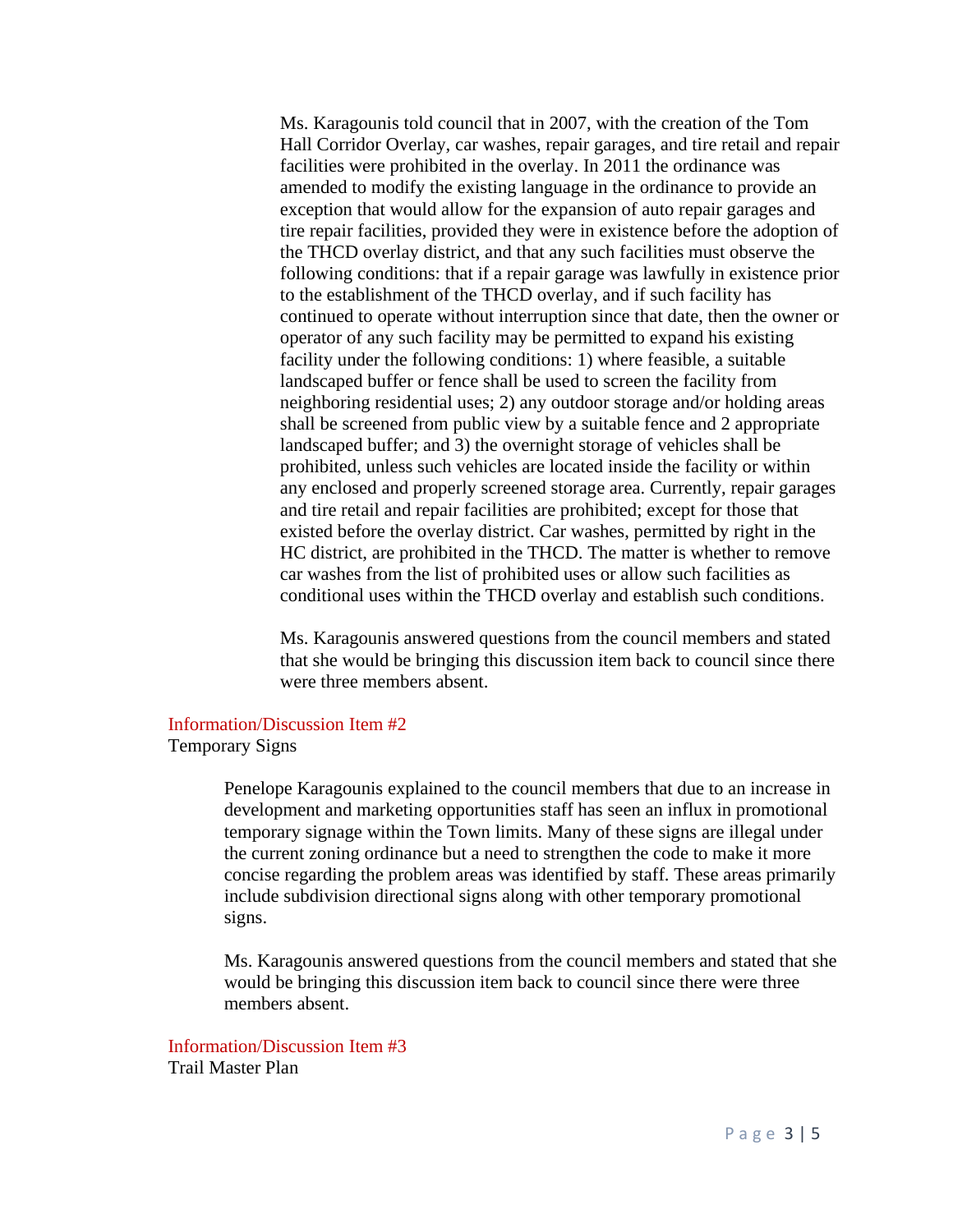Ms. Karagounis told council that in 2007, with the creation of the Tom Hall Corridor Overlay, car washes, repair garages, and tire retail and repair facilities were prohibited in the overlay. In 2011 the ordinance was amended to modify the existing language in the ordinance to provide an exception that would allow for the expansion of auto repair garages and tire repair facilities, provided they were in existence before the adoption of the THCD overlay district, and that any such facilities must observe the following conditions: that if a repair garage was lawfully in existence prior to the establishment of the THCD overlay, and if such facility has continued to operate without interruption since that date, then the owner or operator of any such facility may be permitted to expand his existing facility under the following conditions: 1) where feasible, a suitable landscaped buffer or fence shall be used to screen the facility from neighboring residential uses; 2) any outdoor storage and/or holding areas shall be screened from public view by a suitable fence and 2 appropriate landscaped buffer; and 3) the overnight storage of vehicles shall be prohibited, unless such vehicles are located inside the facility or within any enclosed and properly screened storage area. Currently, repair garages and tire retail and repair facilities are prohibited; except for those that existed before the overlay district. Car washes, permitted by right in the HC district, are prohibited in the THCD. The matter is whether to remove car washes from the list of prohibited uses or allow such facilities as conditional uses within the THCD overlay and establish such conditions.

Ms. Karagounis answered questions from the council members and stated that she would be bringing this discussion item back to council since there were three members absent.

Information/Discussion Item #2
Temporary Signs

Penelope Karagounis explained to the council members that due to an increase in development and marketing opportunities staff has seen an influx in promotional temporary signage within the Town limits. Many of these signs are illegal under the current zoning ordinance but a need to strengthen the code to make it more concise regarding the problem areas was identified by staff. These areas primarily include subdivision directional signs along with other temporary promotional signs.

Ms. Karagounis answered questions from the council members and stated that she would be bringing this discussion item back to council since there were three members absent.

Information/Discussion Item #3
Trail Master Plan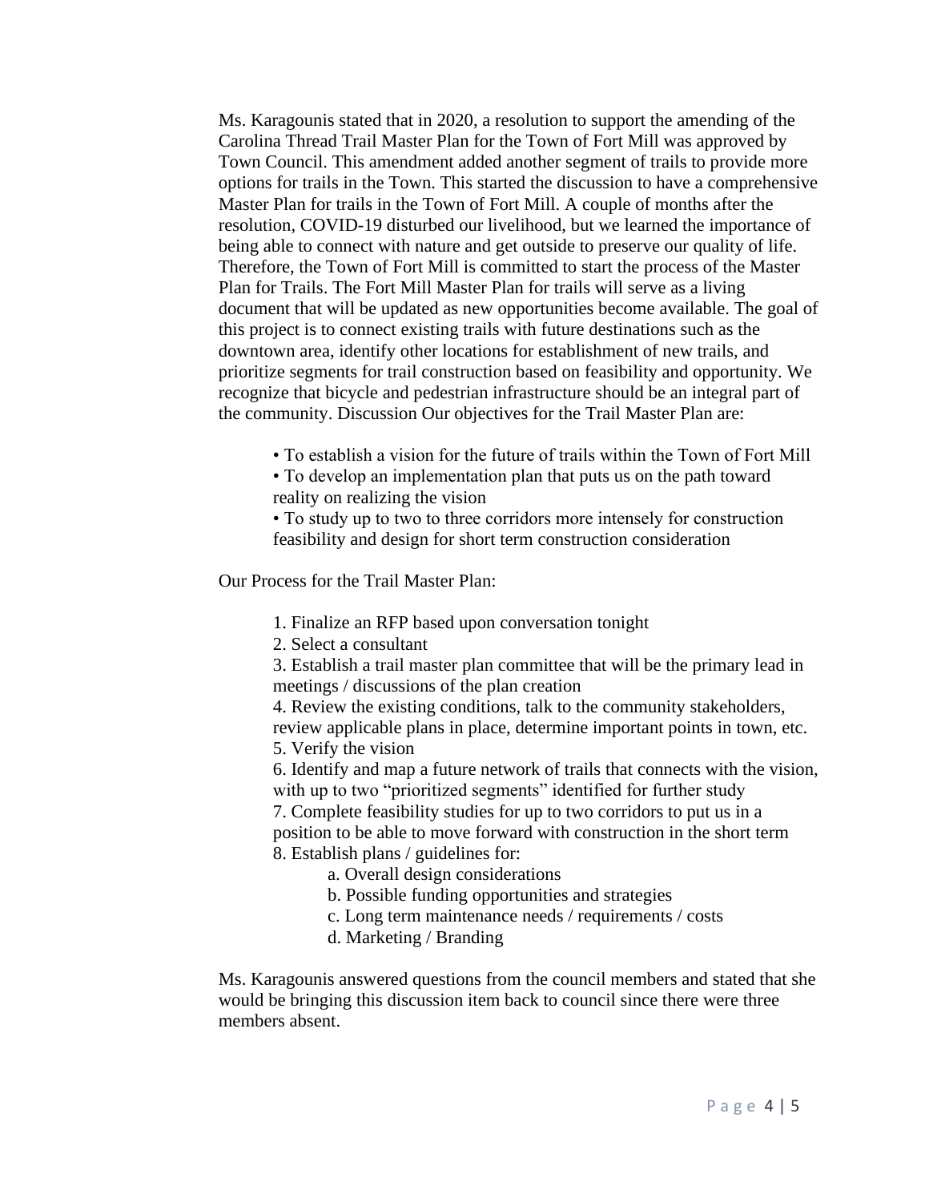Ms. Karagounis stated that in 2020, a resolution to support the amending of the Carolina Thread Trail Master Plan for the Town of Fort Mill was approved by Town Council. This amendment added another segment of trails to provide more options for trails in the Town. This started the discussion to have a comprehensive Master Plan for trails in the Town of Fort Mill. A couple of months after the resolution, COVID-19 disturbed our livelihood, but we learned the importance of being able to connect with nature and get outside to preserve our quality of life. Therefore, the Town of Fort Mill is committed to start the process of the Master Plan for Trails. The Fort Mill Master Plan for trails will serve as a living document that will be updated as new opportunities become available. The goal of this project is to connect existing trails with future destinations such as the downtown area, identify other locations for establishment of new trails, and prioritize segments for trail construction based on feasibility and opportunity. We recognize that bicycle and pedestrian infrastructure should be an integral part of the community. Discussion Our objectives for the Trail Master Plan are:

- To establish a vision for the future of trails within the Town of Fort Mill
- To develop an implementation plan that puts us on the path toward reality on realizing the vision
- To study up to two to three corridors more intensely for construction feasibility and design for short term construction consideration

Our Process for the Trail Master Plan:

1. Finalize an RFP based upon conversation tonight
2. Select a consultant
3. Establish a trail master plan committee that will be the primary lead in meetings / discussions of the plan creation
4. Review the existing conditions, talk to the community stakeholders, review applicable plans in place, determine important points in town, etc.
5. Verify the vision
6. Identify and map a future network of trails that connects with the vision, with up to two "prioritized segments" identified for further study
7. Complete feasibility studies for up to two corridors to put us in a position to be able to move forward with construction in the short term
8. Establish plans / guidelines for:
    a. Overall design considerations
    b. Possible funding opportunities and strategies
    c. Long term maintenance needs / requirements / costs
    d. Marketing / Branding

Ms. Karagounis answered questions from the council members and stated that she would be bringing this discussion item back to council since there were three members absent.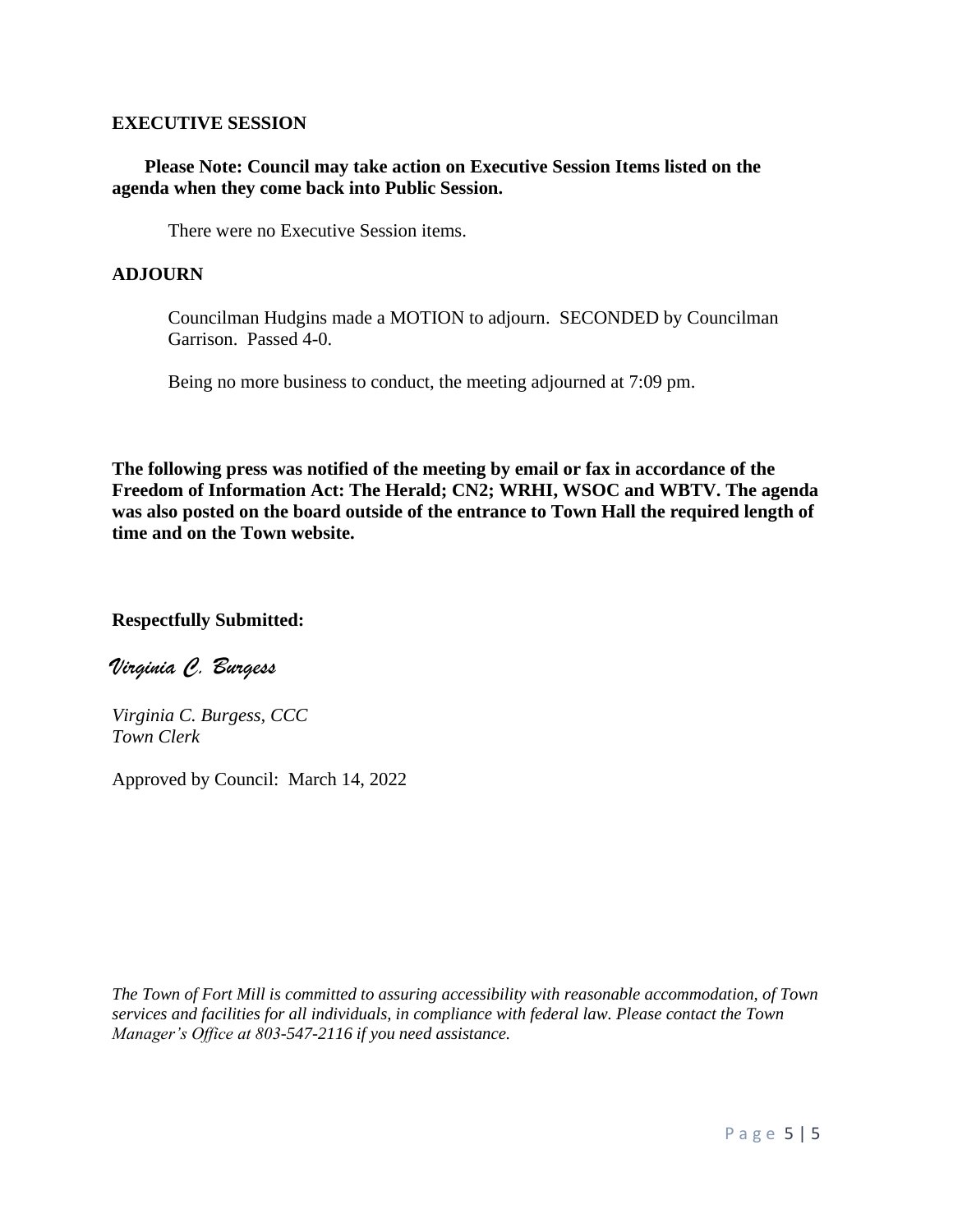**EXECUTIVE SESSION**

**Please Note: Council may take action on Executive Session Items listed on the agenda when they come back into Public Session.**

There were no Executive Session items.

**ADJOURN**

Councilman Hudgins made a MOTION to adjourn. SECONDED by Councilman Garrison. Passed 4-0.

Being no more business to conduct, the meeting adjourned at 7:09 pm.

**The following press was notified of the meeting by email or fax in accordance of the Freedom of Information Act: The Herald; CN2; WRHI, WSOC and WBTV. The agenda was also posted on the board outside of the entrance to Town Hall the required length of time and on the Town website.**

**Respectfully Submitted:**

*Virginia C. Burgess*

*Virginia C. Burgess, CCC*
*Town Clerk*

Approved by Council: March 14, 2022

*The Town of Fort Mill is committed to assuring accessibility with reasonable accommodation, of Town services and facilities for all individuals, in compliance with federal law. Please contact the Town Manager's Office at 803-547-2116 if you need assistance.*